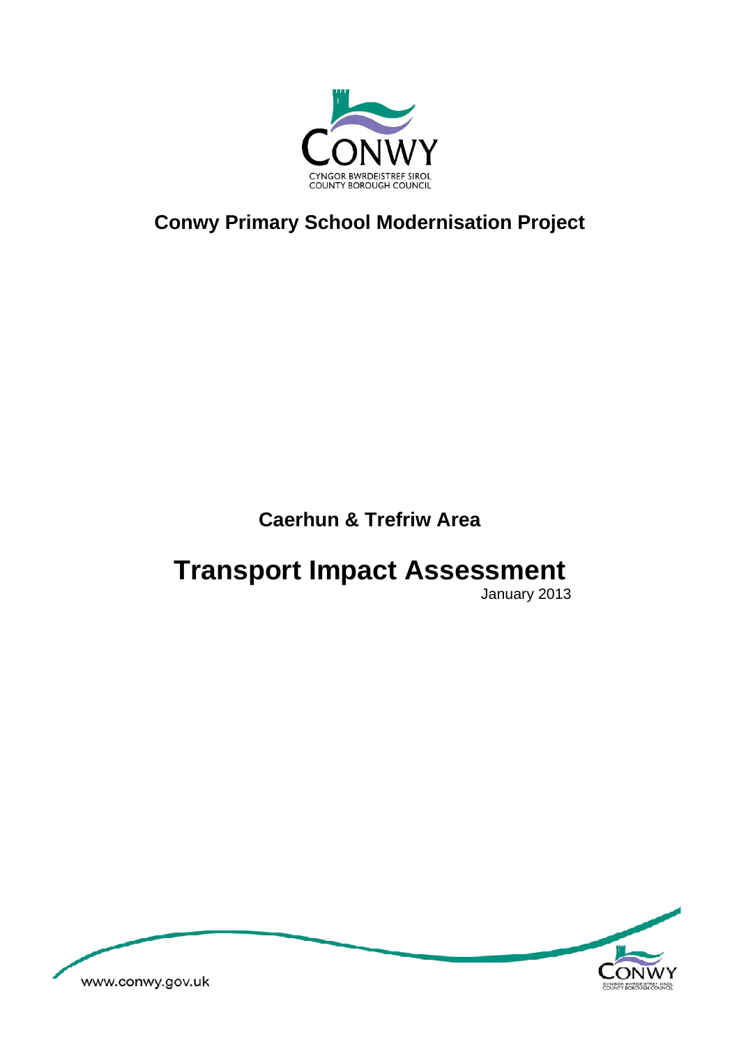# Conwy Primary School Modernisation Project

## Caerhun & Trefriw Area

# Transport Impact Assessment

January 2013

www.conwy.gov.uk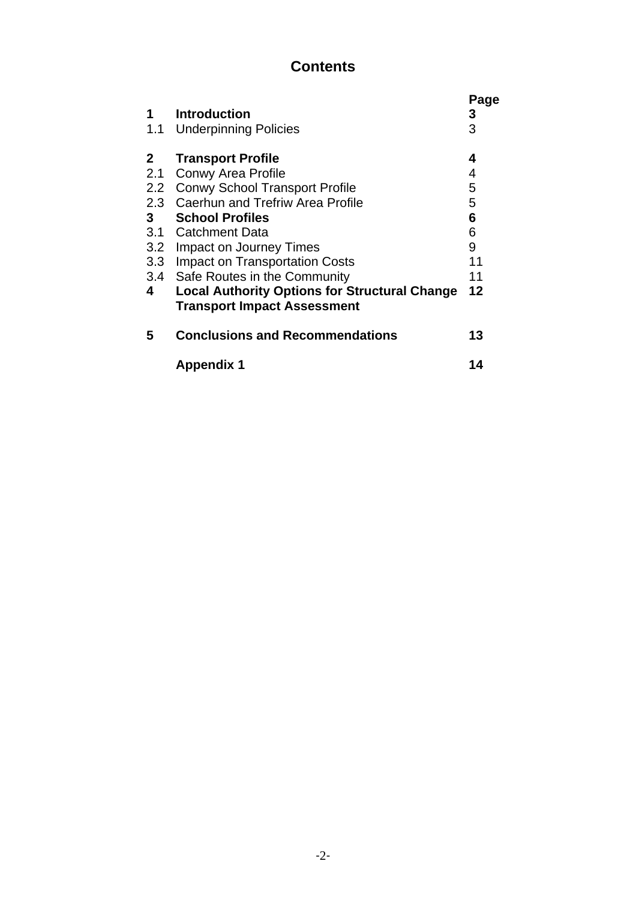# Contents

| | | Page |
|---|---|---|
| **1** | **Introduction** | **3** |
| 1.1 | Underpinning Policies | 3 |
| **2** | **Transport Profile** | **4** |
| 2.1 | Conwy Area Profile | 4 |
| 2.2 | Conwy School Transport Profile | 5 |
| 2.3 | Caerhun and Trefriw Area Profile | 5 |
| **3** | **School Profiles** | **6** |
| 3.1 | Catchment Data | 6 |
| 3.2 | Impact on Journey Times | 9 |
| 3.3 | Impact on Transportation Costs | 11 |
| 3.4 | Safe Routes in the Community | 11 |
| **4** | **Local Authority Options for Structural Change Transport Impact Assessment** | **12** |
| **5** | **Conclusions and Recommendations** | **13** |
| | **Appendix 1** | **14** |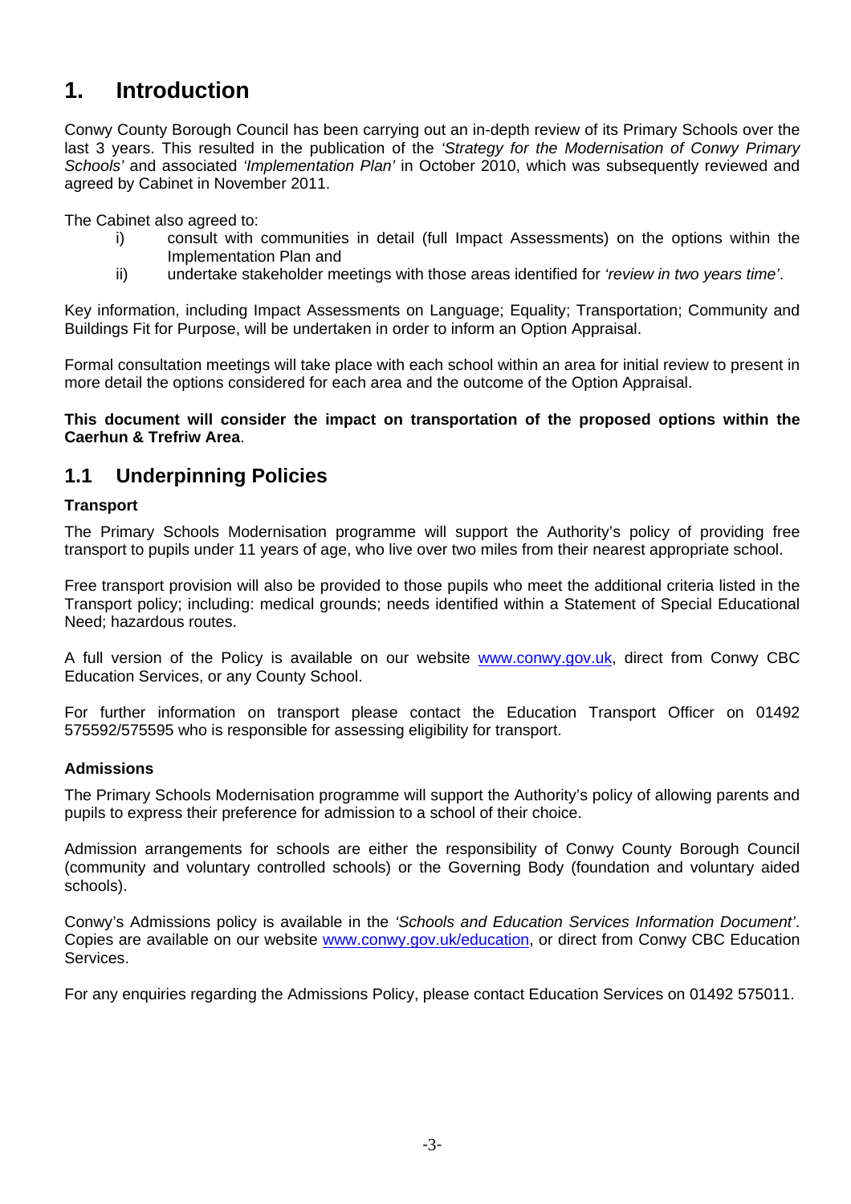# 1. Introduction

Conwy County Borough Council has been carrying out an in-depth review of its Primary Schools over the last 3 years. This resulted in the publication of the *'Strategy for the Modernisation of Conwy Primary Schools'* and associated *'Implementation Plan'* in October 2010, which was subsequently reviewed and agreed by Cabinet in November 2011.

The Cabinet also agreed to:

i) consult with communities in detail (full Impact Assessments) on the options within the Implementation Plan and
ii) undertake stakeholder meetings with those areas identified for *'review in two years time'*.

Key information, including Impact Assessments on Language; Equality; Transportation; Community and Buildings Fit for Purpose, will be undertaken in order to inform an Option Appraisal.

Formal consultation meetings will take place with each school within an area for initial review to present in more detail the options considered for each area and the outcome of the Option Appraisal.

**This document will consider the impact on transportation of the proposed options within the Caerhun & Trefriw Area**.

## 1.1 Underpinning Policies

**Transport**

The Primary Schools Modernisation programme will support the Authority's policy of providing free transport to pupils under 11 years of age, who live over two miles from their nearest appropriate school.

Free transport provision will also be provided to those pupils who meet the additional criteria listed in the Transport policy; including: medical grounds; needs identified within a Statement of Special Educational Need; hazardous routes.

A full version of the Policy is available on our website www.conwy.gov.uk, direct from Conwy CBC Education Services, or any County School.

For further information on transport please contact the Education Transport Officer on 01492 575592/575595 who is responsible for assessing eligibility for transport.

**Admissions**

The Primary Schools Modernisation programme will support the Authority's policy of allowing parents and pupils to express their preference for admission to a school of their choice.

Admission arrangements for schools are either the responsibility of Conwy County Borough Council (community and voluntary controlled schools) or the Governing Body (foundation and voluntary aided schools).

Conwy's Admissions policy is available in the *'Schools and Education Services Information Document'*. Copies are available on our website www.conwy.gov.uk/education, or direct from Conwy CBC Education Services.

For any enquiries regarding the Admissions Policy, please contact Education Services on 01492 575011.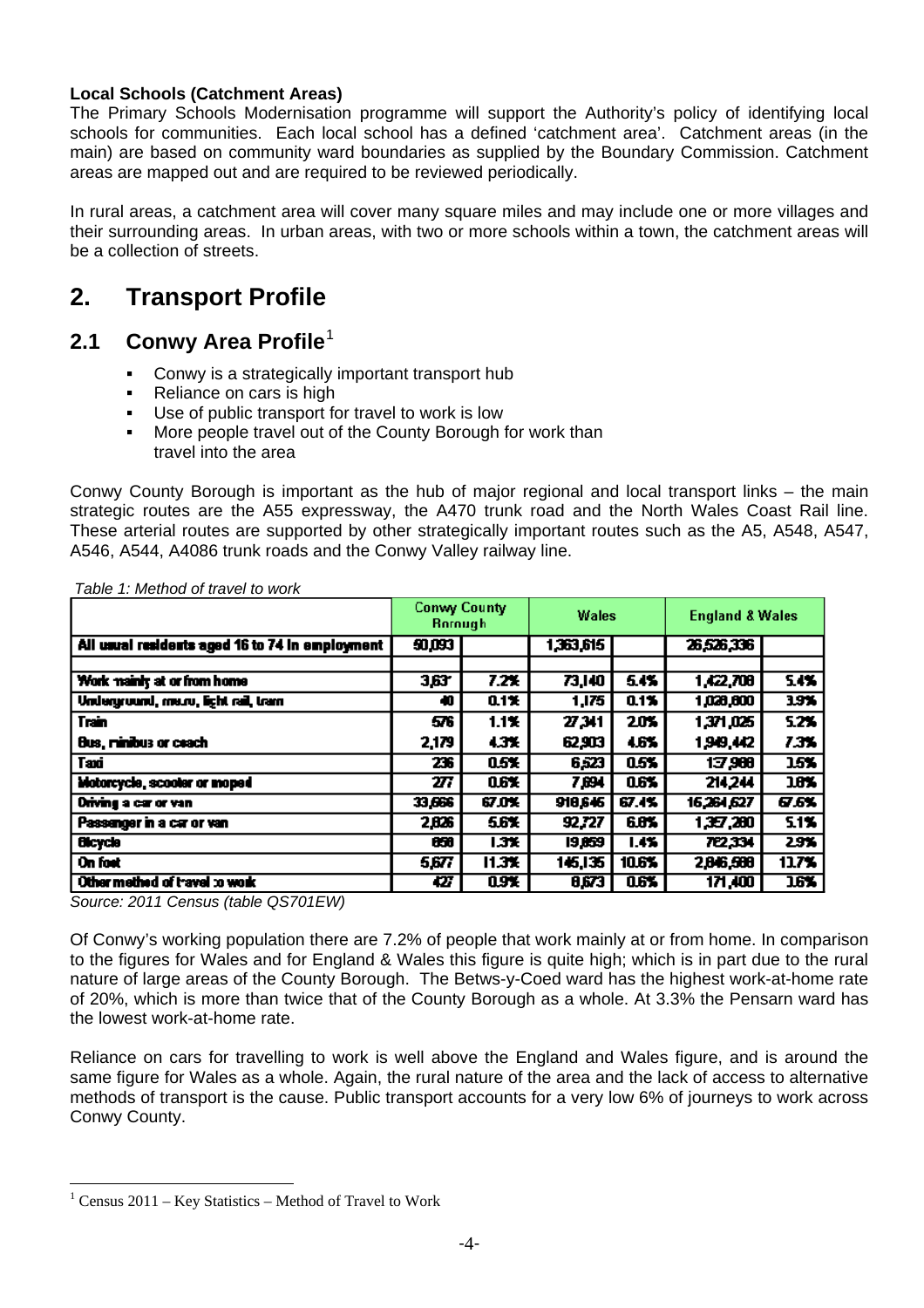**Local Schools (Catchment Areas)**

The Primary Schools Modernisation programme will support the Authority's policy of identifying local schools for communities. Each local school has a defined 'catchment area'. Catchment areas (in the main) are based on community ward boundaries as supplied by the Boundary Commission. Catchment areas are mapped out and are required to be reviewed periodically.

In rural areas, a catchment area will cover many square miles and may include one or more villages and their surrounding areas. In urban areas, with two or more schools within a town, the catchment areas will be a collection of streets.

# 2. Transport Profile

## 2.1 Conwy Area Profile[1]

- Conwy is a strategically important transport hub
- Reliance on cars is high
- Use of public transport for travel to work is low
- More people travel out of the County Borough for work than travel into the area

Conwy County Borough is important as the hub of major regional and local transport links – the main strategic routes are the A55 expressway, the A470 trunk road and the North Wales Coast Rail line. These arterial routes are supported by other strategically important routes such as the A5, A548, A547, A546, A544, A4086 trunk roads and the Conwy Valley railway line.

*Table 1: Method of travel to work*

| | Conwy County Borough | | Wales | | England & Wales | |
|---|---|---|---|---|---|---|
| All usual residents aged 16 to 74 in employment | 50,093 | | 1,363,615 | | 26,526,336 | |
| Work mainly at or from home | 3,637 | 7.2% | 73,140 | 5.4% | 1,422,708 | 5.4% |
| Underground, metro, light rail, tram | 40 | 0.1% | 1,175 | 0.1% | 1,028,800 | 3.9% |
| Train | 576 | 1.1% | 27,341 | 2.0% | 1,371,025 | 5.2% |
| Bus, minibus or coach | 2,179 | 4.3% | 62,903 | 4.6% | 1,949,442 | 7.3% |
| Taxi | 236 | 0.5% | 6,523 | 0.5% | 137,988 | 1.5% |
| Motorcycle, scooter or moped | 277 | 0.6% | 7,694 | 0.6% | 214,244 | 1.8% |
| Driving a car or van | 33,666 | 67.0% | 918,646 | 67.4% | 16,264,627 | 67.6% |
| Passenger in a car or van | 2,826 | 5.6% | 92,727 | 6.8% | 1,357,280 | 5.1% |
| Bicycle | 650 | 1.3% | 19,859 | 1.4% | 762,334 | 2.9% |
| On foot | 5,677 | 11.3% | 145,135 | 10.6% | 2,846,588 | 11.7% |
| Other method of travel to work | 427 | 0.9% | 8,673 | 0.6% | 171,400 | 1.6% |

*Source: 2011 Census (table QS701EW)*

Of Conwy's working population there are 7.2% of people that work mainly at or from home. In comparison to the figures for Wales and for England & Wales this figure is quite high; which is in part due to the rural nature of large areas of the County Borough. The Betws-y-Coed ward has the highest work-at-home rate of 20%, which is more than twice that of the County Borough as a whole. At 3.3% the Pensarn ward has the lowest work-at-home rate.

Reliance on cars for travelling to work is well above the England and Wales figure, and is around the same figure for Wales as a whole. Again, the rural nature of the area and the lack of access to alternative methods of transport is the cause. Public transport accounts for a very low 6% of journeys to work across Conwy County.

[1] Census 2011 – Key Statistics – Method of Travel to Work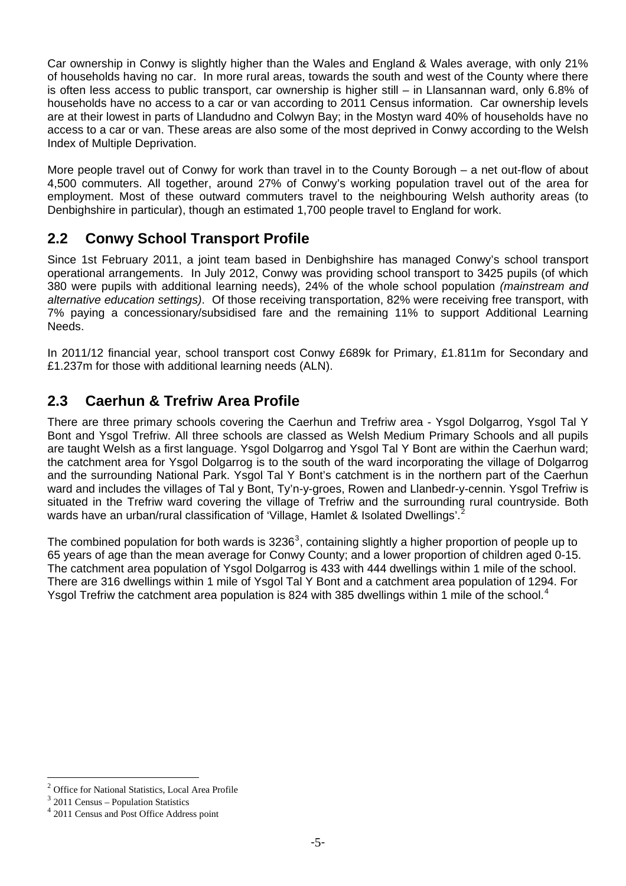Car ownership in Conwy is slightly higher than the Wales and England & Wales average, with only 21% of households having no car. In more rural areas, towards the south and west of the County where there is often less access to public transport, car ownership is higher still – in Llansannan ward, only 6.8% of households have no access to a car or van according to 2011 Census information. Car ownership levels are at their lowest in parts of Llandudno and Colwyn Bay; in the Mostyn ward 40% of households have no access to a car or van. These areas are also some of the most deprived in Conwy according to the Welsh Index of Multiple Deprivation.

More people travel out of Conwy for work than travel in to the County Borough – a net out-flow of about 4,500 commuters. All together, around 27% of Conwy's working population travel out of the area for employment. Most of these outward commuters travel to the neighbouring Welsh authority areas (to Denbighshire in particular), though an estimated 1,700 people travel to England for work.

## 2.2 Conwy School Transport Profile

Since 1st February 2011, a joint team based in Denbighshire has managed Conwy's school transport operational arrangements. In July 2012, Conwy was providing school transport to 3425 pupils (of which 380 were pupils with additional learning needs), 24% of the whole school population *(mainstream and alternative education settings)*. Of those receiving transportation, 82% were receiving free transport, with 7% paying a concessionary/subsidised fare and the remaining 11% to support Additional Learning Needs.

In 2011/12 financial year, school transport cost Conwy £689k for Primary, £1.811m for Secondary and £1.237m for those with additional learning needs (ALN).

## 2.3 Caerhun & Trefriw Area Profile

There are three primary schools covering the Caerhun and Trefriw area - Ysgol Dolgarrog, Ysgol Tal Y Bont and Ysgol Trefriw. All three schools are classed as Welsh Medium Primary Schools and all pupils are taught Welsh as a first language. Ysgol Dolgarrog and Ysgol Tal Y Bont are within the Caerhun ward; the catchment area for Ysgol Dolgarrog is to the south of the ward incorporating the village of Dolgarrog and the surrounding National Park. Ysgol Tal Y Bont's catchment is in the northern part of the Caerhun ward and includes the villages of Tal y Bont, Ty'n-y-groes, Rowen and Llanbedr-y-cennin. Ysgol Trefriw is situated in the Trefriw ward covering the village of Trefriw and the surrounding rural countryside. Both wards have an urban/rural classification of 'Village, Hamlet & Isolated Dwellings'.[2]

The combined population for both wards is 3236[3], containing slightly a higher proportion of people up to 65 years of age than the mean average for Conwy County; and a lower proportion of children aged 0-15. The catchment area population of Ysgol Dolgarrog is 433 with 444 dwellings within 1 mile of the school. There are 316 dwellings within 1 mile of Ysgol Tal Y Bont and a catchment area population of 1294. For Ysgol Trefriw the catchment area population is 824 with 385 dwellings within 1 mile of the school.[4]

---

[2] Office for National Statistics, Local Area Profile

[3] 2011 Census – Population Statistics

[4] 2011 Census and Post Office Address point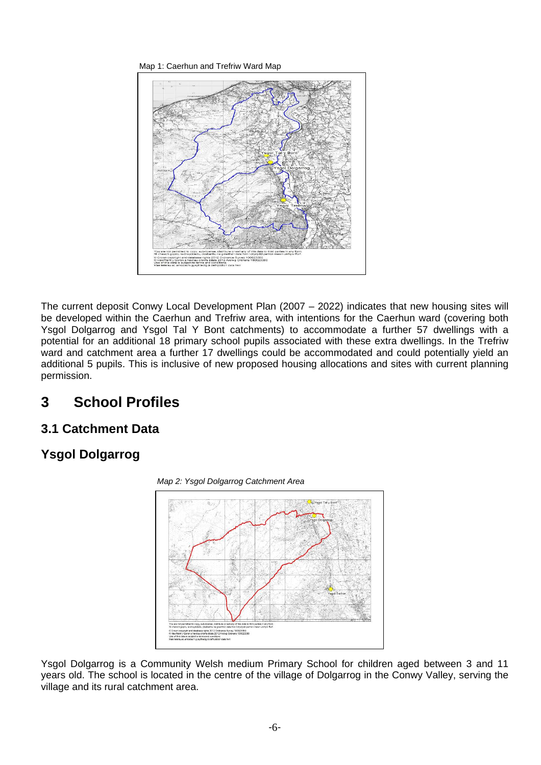Map 1: Caerhun and Trefriw Ward Map

The current deposit Conwy Local Development Plan (2007 – 2022) indicates that new housing sites will be developed within the Caerhun and Trefriw area, with intentions for the Caerhun ward (covering both Ysgol Dolgarrog and Ysgol Tal Y Bont catchments) to accommodate a further 57 dwellings with a potential for an additional 18 primary school pupils associated with these extra dwellings. In the Trefriw ward and catchment area a further 17 dwellings could be accommodated and could potentially yield an additional 5 pupils. This is inclusive of new proposed housing allocations and sites with current planning permission.

# 3 School Profiles

## 3.1 Catchment Data

## Ysgol Dolgarrog

*Map 2: Ysgol Dolgarrog Catchment Area*

Ysgol Dolgarrog is a Community Welsh medium Primary School for children aged between 3 and 11 years old. The school is located in the centre of the village of Dolgarrog in the Conwy Valley, serving the village and its rural catchment area.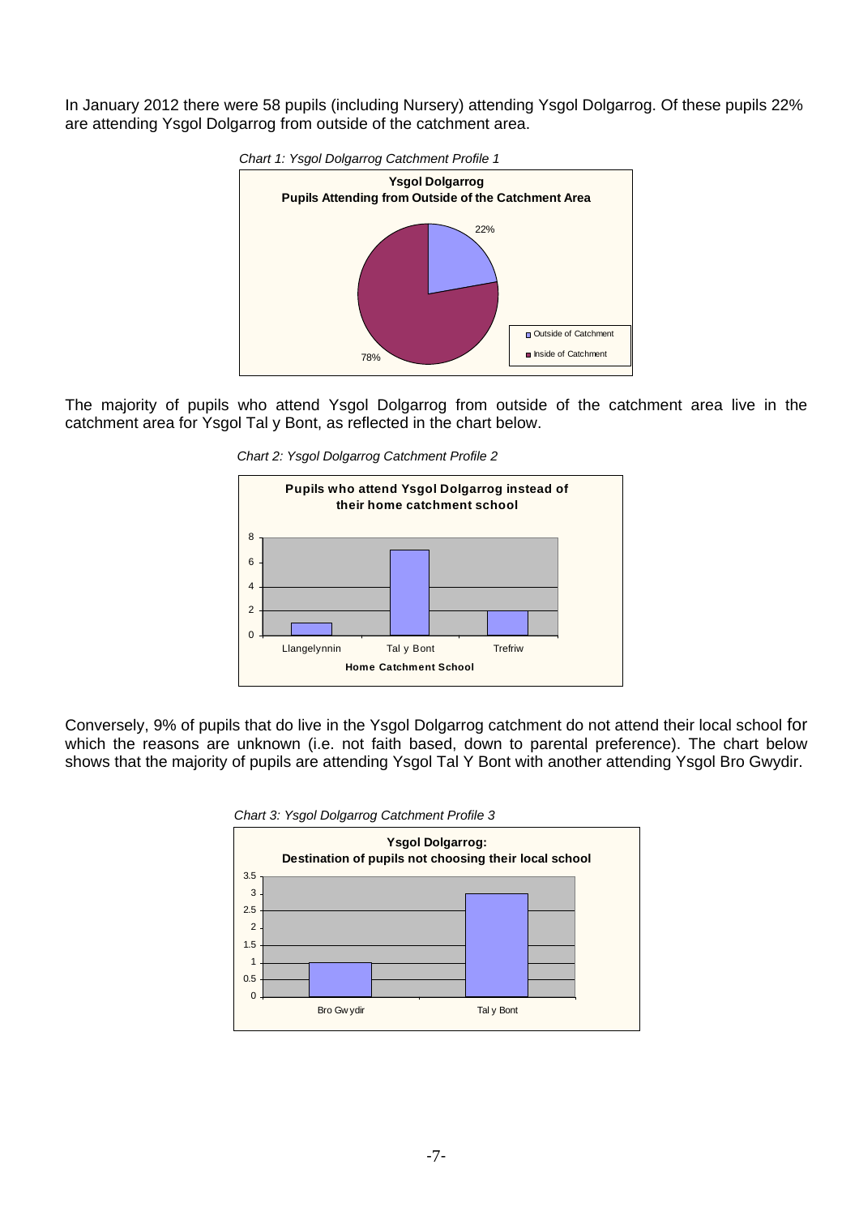In January 2012 there were 58 pupils (including Nursery) attending Ysgol Dolgarrog. Of these pupils 22% are attending Ysgol Dolgarrog from outside of the catchment area.

*Chart 1: Ysgol Dolgarrog Catchment Profile 1*

**Ysgol Dolgarrog**
**Pupils Attending from Outside of the Catchment Area**

| | % |
|---|---|
| Outside of Catchment | 22% |
| Inside of Catchment | 78% |

The majority of pupils who attend Ysgol Dolgarrog from outside of the catchment area live in the catchment area for Ysgol Tal y Bont, as reflected in the chart below.

*Chart 2: Ysgol Dolgarrog Catchment Profile 2*

**Pupils who attend Ysgol Dolgarrog instead of their home catchment school**

| Home Catchment School | Pupils |
|---|---|
| Llangelynnin | 1 |
| Tal y Bont | 7 |
| Trefriw | 2 |

Conversely, 9% of pupils that do live in the Ysgol Dolgarrog catchment do not attend their local school for which the reasons are unknown (i.e. not faith based, down to parental preference). The chart below shows that the majority of pupils are attending Ysgol Tal Y Bont with another attending Ysgol Bro Gwydir.

*Chart 3: Ysgol Dolgarrog Catchment Profile 3*

**Ysgol Dolgarrog:**
**Destination of pupils not choosing their local school**

| School | Pupils |
|---|---|
| Bro Gwydir | 1 |
| Tal y Bont | 3 |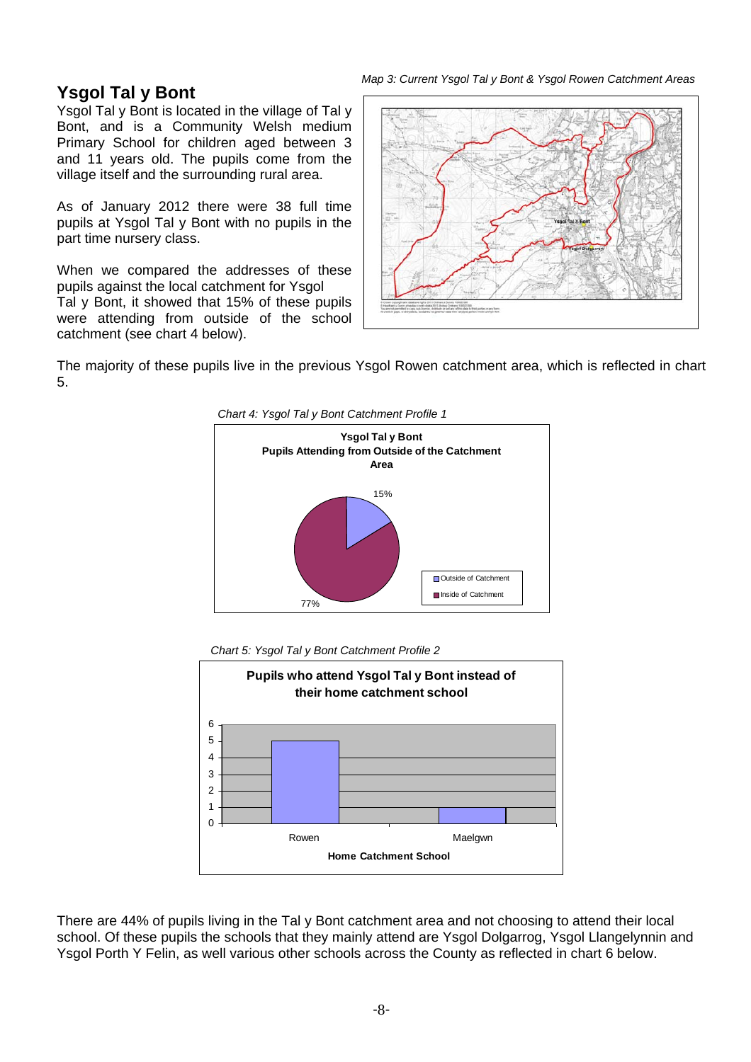## Ysgol Tal y Bont

Ysgol Tal y Bont is located in the village of Tal y Bont, and is a Community Welsh medium Primary School for children aged between 3 and 11 years old. The pupils come from the village itself and the surrounding rural area.

As of January 2012 there were 38 full time pupils at Ysgol Tal y Bont with no pupils in the part time nursery class.

When we compared the addresses of these pupils against the local catchment for Ysgol Tal y Bont, it showed that 15% of these pupils were attending from outside of the school catchment (see chart 4 below).

*Map 3: Current Ysgol Tal y Bont & Ysgol Rowen Catchment Areas*

The majority of these pupils live in the previous Ysgol Rowen catchment area, which is reflected in chart 5.

*Chart 4: Ysgol Tal y Bont Catchment Profile 1*

**Ysgol Tal y Bont**
**Pupils Attending from Outside of the Catchment Area**

| Category | Percentage |
|---|---|
| Outside of Catchment | 15% |
| Inside of Catchment | 77% |

*Chart 5: Ysgol Tal y Bont Catchment Profile 2*

**Pupils who attend Ysgol Tal y Bont instead of their home catchment school**

| Home Catchment School | Pupils |
|---|---|
| Rowen | 5 |
| Maelgwn | 1 |

There are 44% of pupils living in the Tal y Bont catchment area and not choosing to attend their local school. Of these pupils the schools that they mainly attend are Ysgol Dolgarrog, Ysgol Llangelynnin and Ysgol Porth Y Felin, as well various other schools across the County as reflected in chart 6 below.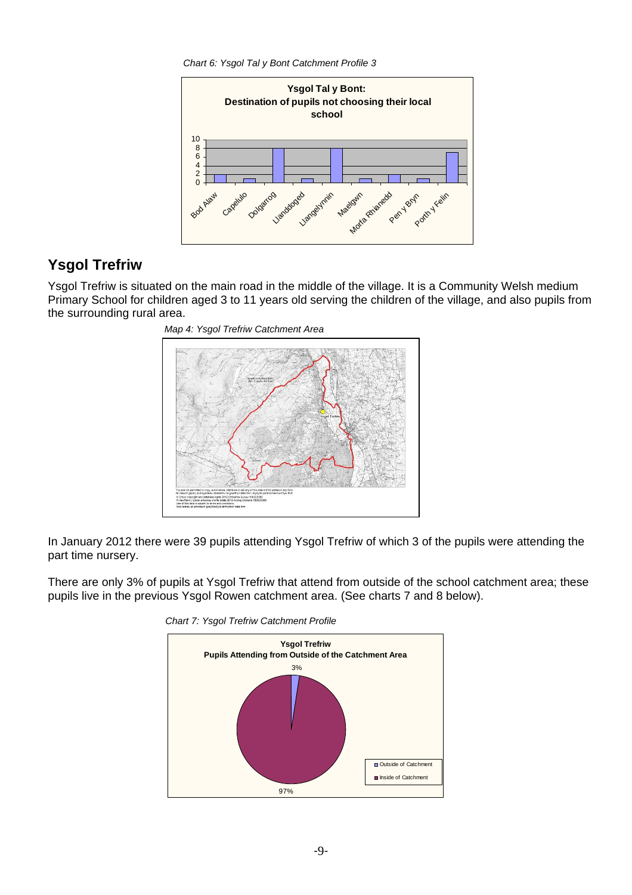*Chart 6: Ysgol Tal y Bont Catchment Profile 3*

**Ysgol Tal y Bont: Destination of pupils not choosing their local school**

| Destination | Pupils |
|---|---|
| Bod Alaw | 2 |
| Capelulo | 1 |
| Dolgarrog | 8 |
| Llanddoged | 1 |
| Llangelynnin | 8 |
| Maelgwn | 1 |
| Morfa Rhianedd | 2 |
| Pen y Bryn | 1 |
| Porth y Felin | 7 |

## Ysgol Trefriw

Ysgol Trefriw is situated on the main road in the middle of the village. It is a Community Welsh medium Primary School for children aged 3 to 11 years old serving the children of the village, and also pupils from the surrounding rural area.

*Map 4: Ysgol Trefriw Catchment Area*

In January 2012 there were 39 pupils attending Ysgol Trefriw of which 3 of the pupils were attending the part time nursery.

There are only 3% of pupils at Ysgol Trefriw that attend from outside of the school catchment area; these pupils live in the previous Ysgol Rowen catchment area. (See charts 7 and 8 below).

*Chart 7: Ysgol Trefriw Catchment Profile*

**Ysgol Trefriw Pupils Attending from Outside of the Catchment Area**

| | % |
|---|---|
| Outside of Catchment | 3% |
| Inside of Catchment | 97% |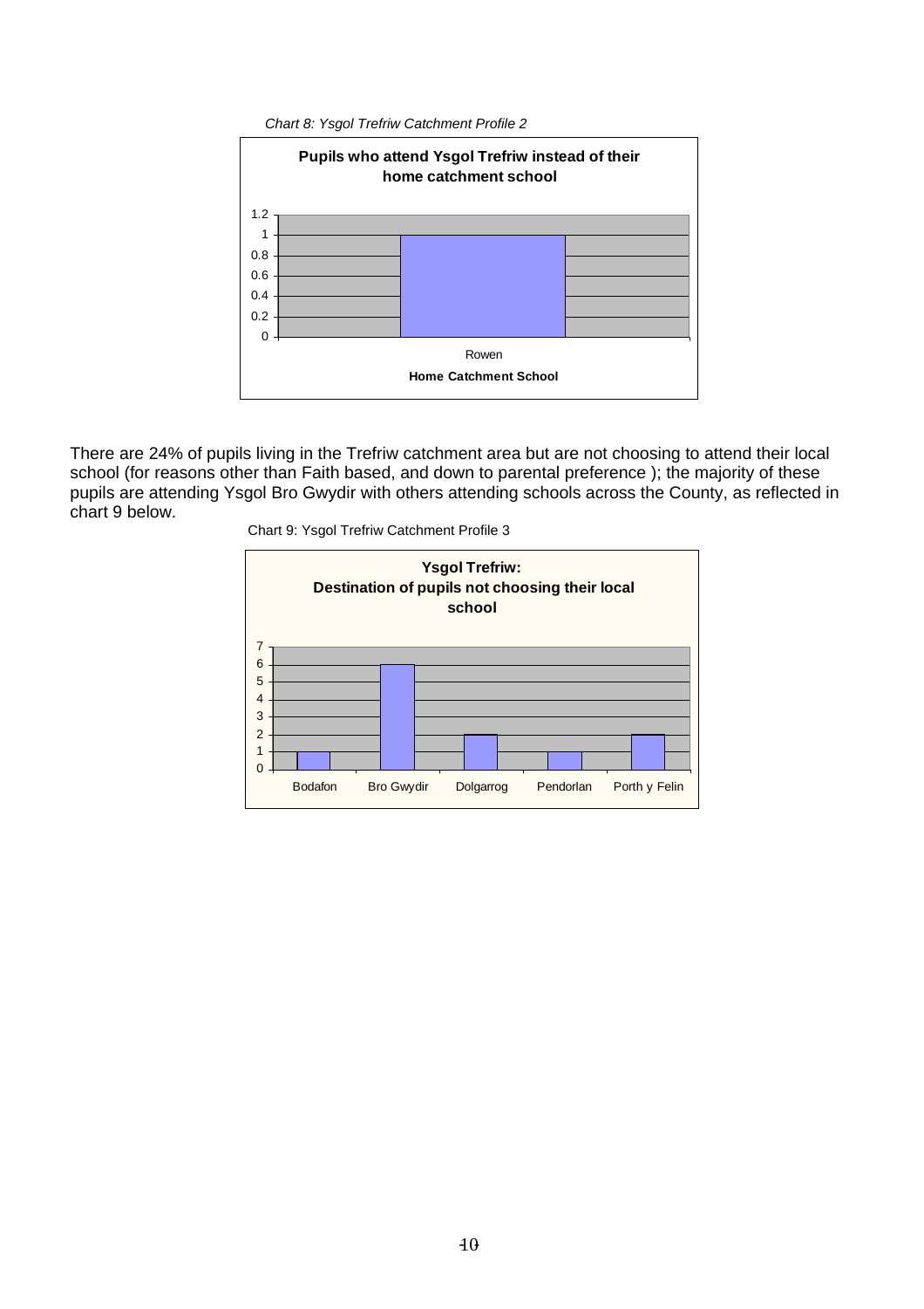*Chart 8: Ysgol Trefriw Catchment Profile 2*

**Pupils who attend Ysgol Trefriw instead of their home catchment school**

| Home Catchment School | Pupils |
|---|---|
| Rowen | 1 |

There are 24% of pupils living in the Trefriw catchment area but are not choosing to attend their local school (for reasons other than Faith based, and down to parental preference ); the majority of these pupils are attending Ysgol Bro Gwydir with others attending schools across the County, as reflected in chart 9 below.

Chart 9: Ysgol Trefriw Catchment Profile 3

**Ysgol Trefriw: Destination of pupils not choosing their local school**

| School | Pupils |
|---|---|
| Bodafon | 1 |
| Bro Gwydir | 6 |
| Dolgarrog | 2 |
| Pendorlan | 1 |
| Porth y Felin | 2 |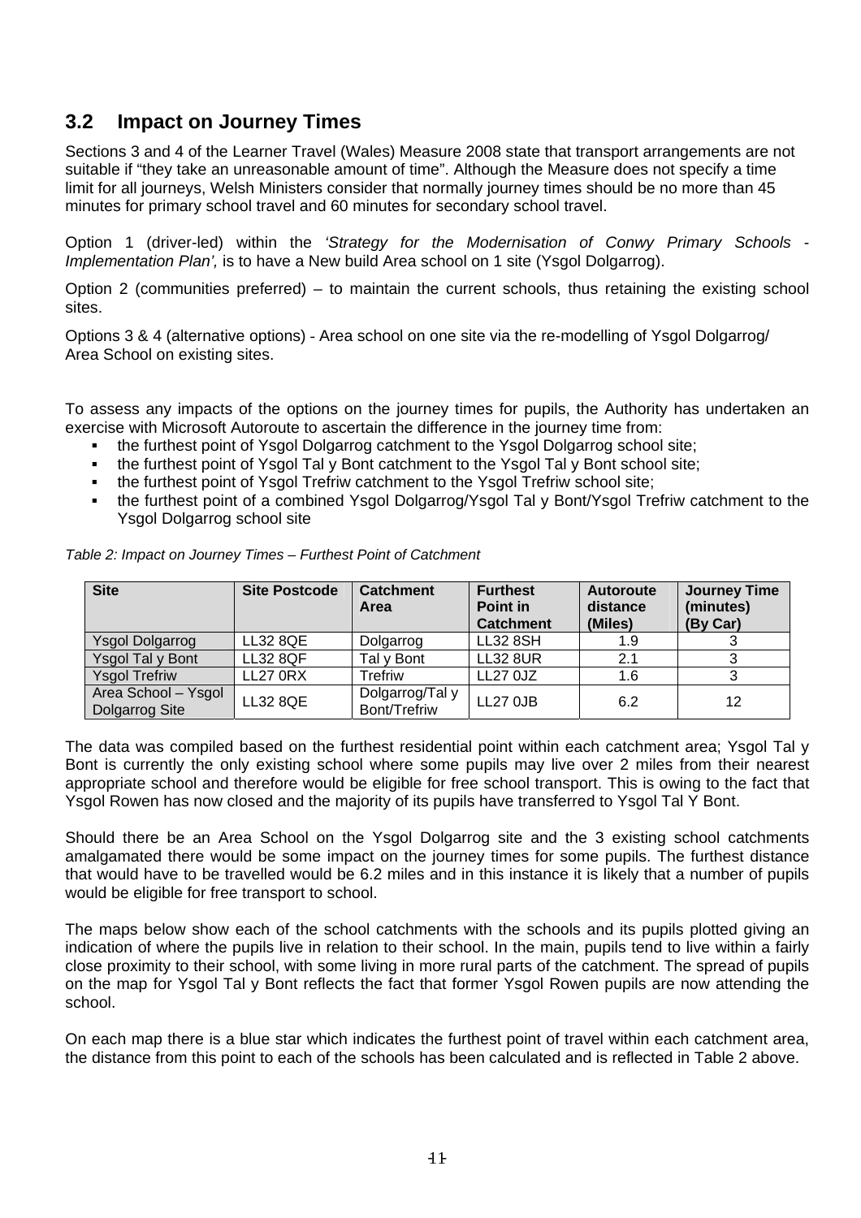## 3.2 Impact on Journey Times

Sections 3 and 4 of the Learner Travel (Wales) Measure 2008 state that transport arrangements are not suitable if "they take an unreasonable amount of time". Although the Measure does not specify a time limit for all journeys, Welsh Ministers consider that normally journey times should be no more than 45 minutes for primary school travel and 60 minutes for secondary school travel.

Option 1 (driver-led) within the *'Strategy for the Modernisation of Conwy Primary Schools - Implementation Plan',* is to have a New build Area school on 1 site (Ysgol Dolgarrog).

Option 2 (communities preferred) – to maintain the current schools, thus retaining the existing school sites.

Options 3 & 4 (alternative options) - Area school on one site via the re-modelling of Ysgol Dolgarrog/ Area School on existing sites.

To assess any impacts of the options on the journey times for pupils, the Authority has undertaken an exercise with Microsoft Autoroute to ascertain the difference in the journey time from:

- the furthest point of Ysgol Dolgarrog catchment to the Ysgol Dolgarrog school site;
- the furthest point of Ysgol Tal y Bont catchment to the Ysgol Tal y Bont school site;
- the furthest point of Ysgol Trefriw catchment to the Ysgol Trefriw school site;
- the furthest point of a combined Ysgol Dolgarrog/Ysgol Tal y Bont/Ysgol Trefriw catchment to the Ysgol Dolgarrog school site

*Table 2: Impact on Journey Times – Furthest Point of Catchment*

| Site | Site Postcode | Catchment Area | Furthest Point in Catchment | Autoroute distance (Miles) | Journey Time (minutes) (By Car) |
|---|---|---|---|---|---|
| Ysgol Dolgarrog | LL32 8QE | Dolgarrog | LL32 8SH | 1.9 | 3 |
| Ysgol Tal y Bont | LL32 8QF | Tal y Bont | LL32 8UR | 2.1 | 3 |
| Ysgol Trefriw | LL27 0RX | Trefriw | LL27 0JZ | 1.6 | 3 |
| Area School – Ysgol Dolgarrog Site | LL32 8QE | Dolgarrog/Tal y Bont/Trefriw | LL27 0JB | 6.2 | 12 |

The data was compiled based on the furthest residential point within each catchment area; Ysgol Tal y Bont is currently the only existing school where some pupils may live over 2 miles from their nearest appropriate school and therefore would be eligible for free school transport. This is owing to the fact that Ysgol Rowen has now closed and the majority of its pupils have transferred to Ysgol Tal Y Bont.

Should there be an Area School on the Ysgol Dolgarrog site and the 3 existing school catchments amalgamated there would be some impact on the journey times for some pupils. The furthest distance that would have to be travelled would be 6.2 miles and in this instance it is likely that a number of pupils would be eligible for free transport to school.

The maps below show each of the school catchments with the schools and its pupils plotted giving an indication of where the pupils live in relation to their school. In the main, pupils tend to live within a fairly close proximity to their school, with some living in more rural parts of the catchment. The spread of pupils on the map for Ysgol Tal y Bont reflects the fact that former Ysgol Rowen pupils are now attending the school.

On each map there is a blue star which indicates the furthest point of travel within each catchment area, the distance from this point to each of the schools has been calculated and is reflected in Table 2 above.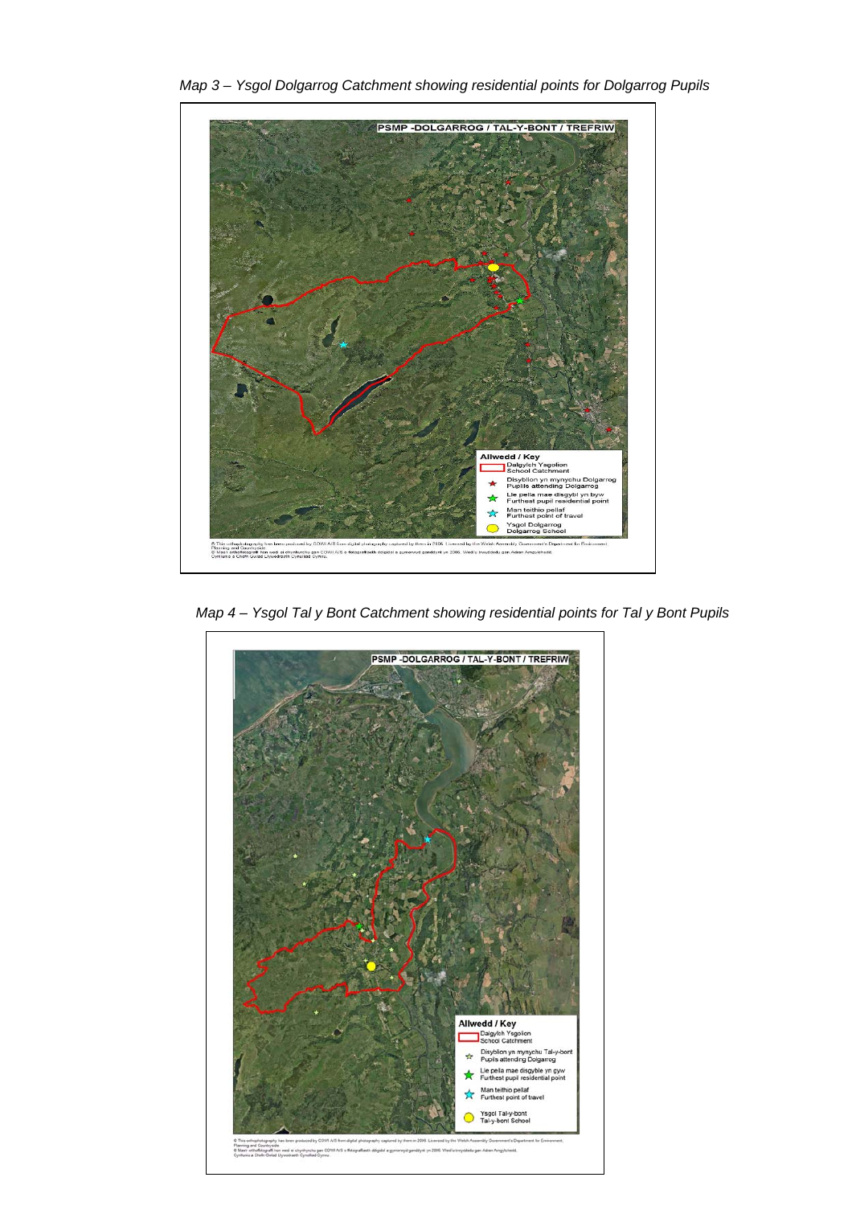*Map 3 – Ysgol Dolgarrog Catchment showing residential points for Dolgarrog Pupils*

*Map 4 – Ysgol Tal y Bont Catchment showing residential points for Tal y Bont Pupils*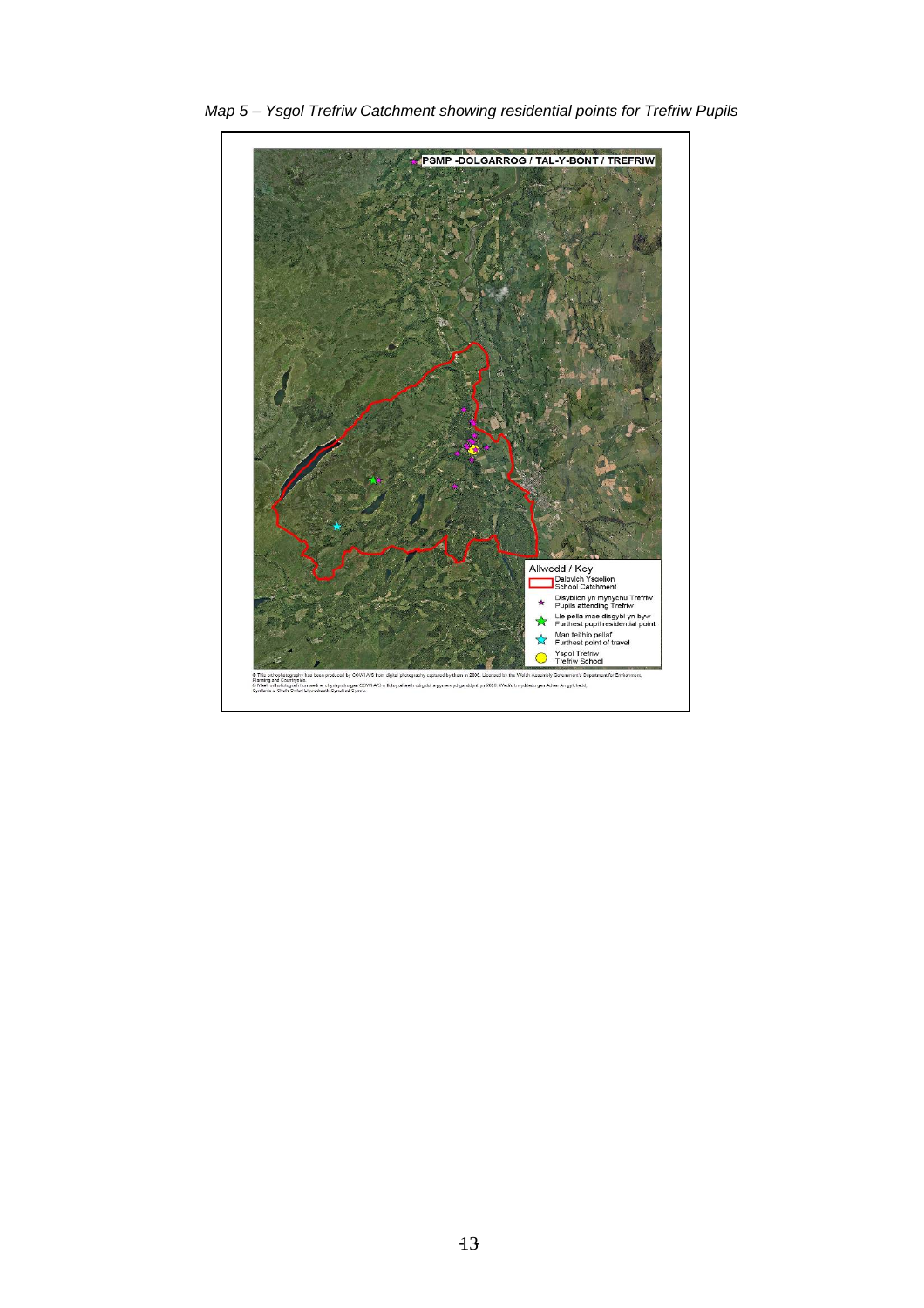*Map 5 – Ysgol Trefriw Catchment showing residential points for Trefriw Pupils*

PSMP -DOLGARROG / TAL-Y-BONT / TREFRIW

Allwedd / Key
- Dalgylch Ysgolion / School Catchment
- Disgyblion yn mynychu Trefriw / Pupils attending Trefriw
- Lle pella mae disgybl yn byw / Furthest pupil residential point
- Man teithio pellaf / Furthest point of travel
- Ysgol Trefriw / Trefriw School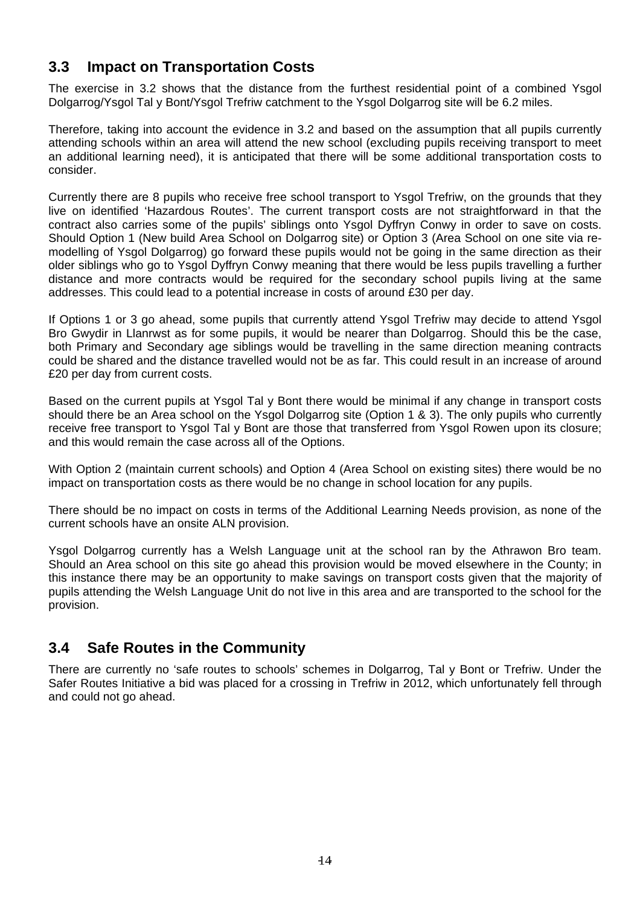## 3.3 Impact on Transportation Costs

The exercise in 3.2 shows that the distance from the furthest residential point of a combined Ysgol Dolgarrog/Ysgol Tal y Bont/Ysgol Trefriw catchment to the Ysgol Dolgarrog site will be 6.2 miles.

Therefore, taking into account the evidence in 3.2 and based on the assumption that all pupils currently attending schools within an area will attend the new school (excluding pupils receiving transport to meet an additional learning need), it is anticipated that there will be some additional transportation costs to consider.

Currently there are 8 pupils who receive free school transport to Ysgol Trefriw, on the grounds that they live on identified 'Hazardous Routes'. The current transport costs are not straightforward in that the contract also carries some of the pupils' siblings onto Ysgol Dyffryn Conwy in order to save on costs. Should Option 1 (New build Area School on Dolgarrog site) or Option 3 (Area School on one site via re-modelling of Ysgol Dolgarrog) go forward these pupils would not be going in the same direction as their older siblings who go to Ysgol Dyffryn Conwy meaning that there would be less pupils travelling a further distance and more contracts would be required for the secondary school pupils living at the same addresses. This could lead to a potential increase in costs of around £30 per day.

If Options 1 or 3 go ahead, some pupils that currently attend Ysgol Trefriw may decide to attend Ysgol Bro Gwydir in Llanrwst as for some pupils, it would be nearer than Dolgarrog. Should this be the case, both Primary and Secondary age siblings would be travelling in the same direction meaning contracts could be shared and the distance travelled would not be as far. This could result in an increase of around £20 per day from current costs.

Based on the current pupils at Ysgol Tal y Bont there would be minimal if any change in transport costs should there be an Area school on the Ysgol Dolgarrog site (Option 1 & 3). The only pupils who currently receive free transport to Ysgol Tal y Bont are those that transferred from Ysgol Rowen upon its closure; and this would remain the case across all of the Options.

With Option 2 (maintain current schools) and Option 4 (Area School on existing sites) there would be no impact on transportation costs as there would be no change in school location for any pupils.

There should be no impact on costs in terms of the Additional Learning Needs provision, as none of the current schools have an onsite ALN provision.

Ysgol Dolgarrog currently has a Welsh Language unit at the school ran by the Athrawon Bro team. Should an Area school on this site go ahead this provision would be moved elsewhere in the County; in this instance there may be an opportunity to make savings on transport costs given that the majority of pupils attending the Welsh Language Unit do not live in this area and are transported to the school for the provision.

## 3.4 Safe Routes in the Community

There are currently no 'safe routes to schools' schemes in Dolgarrog, Tal y Bont or Trefriw. Under the Safer Routes Initiative a bid was placed for a crossing in Trefriw in 2012, which unfortunately fell through and could not go ahead.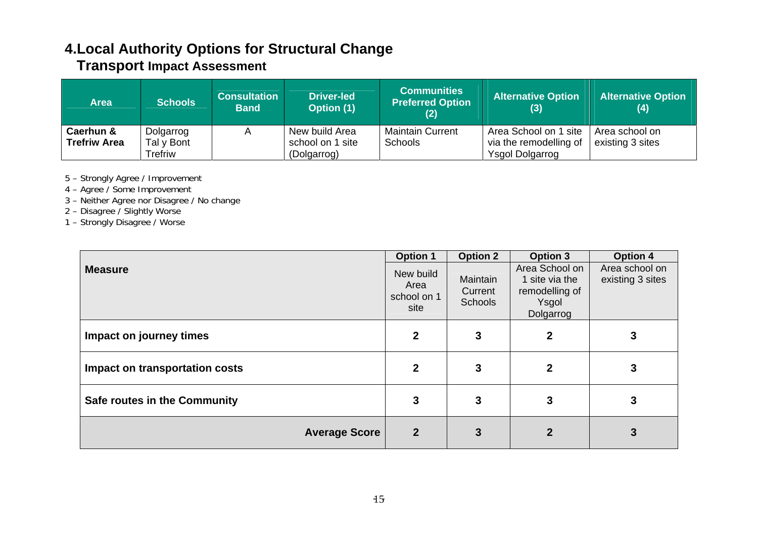# 4.Local Authority Options for Structural Change

## Transport Impact Assessment

| Area | Schools | Consultation Band | Driver-led Option (1) | Communities Preferred Option (2) | Alternative Option (3) | Alternative Option (4) |
|---|---|---|---|---|---|---|
| **Caerhun & Trefriw Area** | Dolgarrog<br>Tal y Bont<br>Trefriw | A | New build Area school on 1 site (Dolgarrog) | Maintain Current Schools | Area School on 1 site via the remodelling of Ysgol Dolgarrog | Area school on existing 3 sites |

5 – Strongly Agree / Improvement
4 – Agree / Some Improvement
3 – Neither Agree nor Disagree / No change
2 – Disagree / Slightly Worse
1 – Strongly Disagree / Worse

| **Measure** | **Option 1**<br>New build Area school on 1 site | **Option 2**<br>Maintain Current Schools | **Option 3**<br>Area School on 1 site via the remodelling of Ysgol Dolgarrog | **Option 4**<br>Area school on existing 3 sites |
|---|---|---|---|---|
| **Impact on journey times** | **2** | **3** | **2** | **3** |
| **Impact on transportation costs** | **2** | **3** | **2** | **3** |
| **Safe routes in the Community** | **3** | **3** | **3** | **3** |
| **Average Score** | **2** | **3** | **2** | **3** |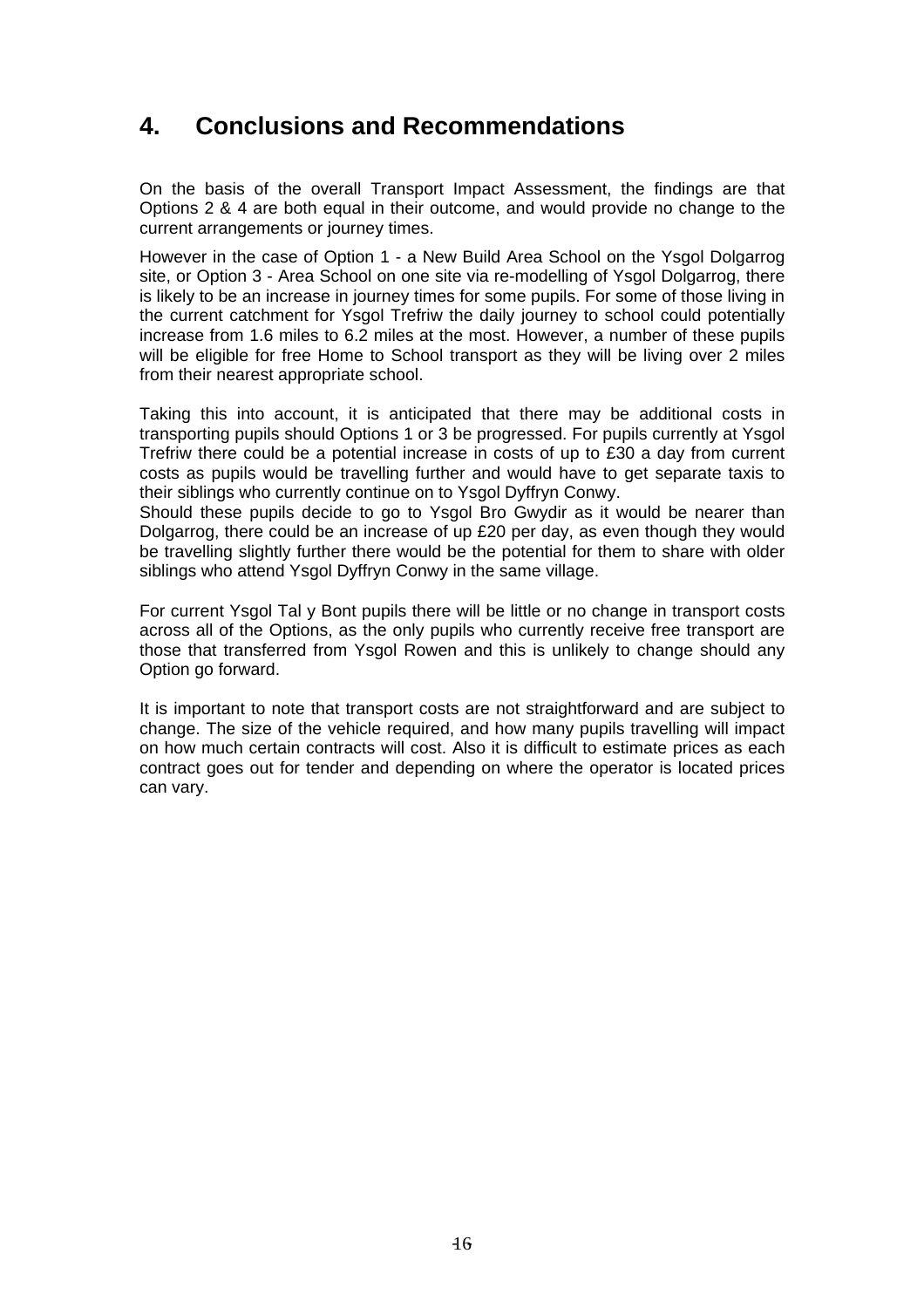# 4. Conclusions and Recommendations

On the basis of the overall Transport Impact Assessment, the findings are that Options 2 & 4 are both equal in their outcome, and would provide no change to the current arrangements or journey times.

However in the case of Option 1 - a New Build Area School on the Ysgol Dolgarrog site, or Option 3 - Area School on one site via re-modelling of Ysgol Dolgarrog, there is likely to be an increase in journey times for some pupils. For some of those living in the current catchment for Ysgol Trefriw the daily journey to school could potentially increase from 1.6 miles to 6.2 miles at the most. However, a number of these pupils will be eligible for free Home to School transport as they will be living over 2 miles from their nearest appropriate school.

Taking this into account, it is anticipated that there may be additional costs in transporting pupils should Options 1 or 3 be progressed. For pupils currently at Ysgol Trefriw there could be a potential increase in costs of up to £30 a day from current costs as pupils would be travelling further and would have to get separate taxis to their siblings who currently continue on to Ysgol Dyffryn Conwy.
Should these pupils decide to go to Ysgol Bro Gwydir as it would be nearer than Dolgarrog, there could be an increase of up £20 per day, as even though they would be travelling slightly further there would be the potential for them to share with older siblings who attend Ysgol Dyffryn Conwy in the same village.

For current Ysgol Tal y Bont pupils there will be little or no change in transport costs across all of the Options, as the only pupils who currently receive free transport are those that transferred from Ysgol Rowen and this is unlikely to change should any Option go forward.

It is important to note that transport costs are not straightforward and are subject to change. The size of the vehicle required, and how many pupils travelling will impact on how much certain contracts will cost. Also it is difficult to estimate prices as each contract goes out for tender and depending on where the operator is located prices can vary.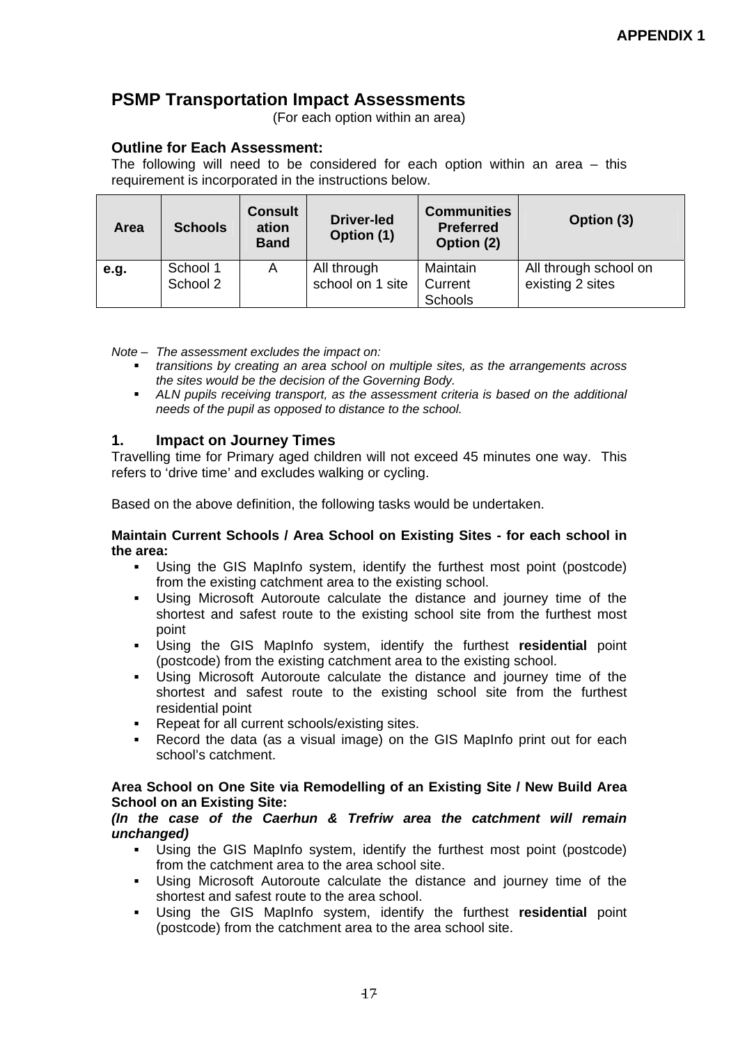APPENDIX 1

## PSMP Transportation Impact Assessments

(For each option within an area)

### Outline for Each Assessment:

The following will need to be considered for each option within an area – this requirement is incorporated in the instructions below.

| Area | Schools | Consultation Band | Driver-led Option (1) | Communities Preferred Option (2) | Option (3) |
|---|---|---|---|---|---|
| **e.g.** | School 1<br>School 2 | A | All through school on 1 site | Maintain Current Schools | All through school on existing 2 sites |

*Note – The assessment excludes the impact on:*

- *transitions by creating an area school on multiple sites, as the arrangements across the sites would be the decision of the Governing Body.*
- *ALN pupils receiving transport, as the assessment criteria is based on the additional needs of the pupil as opposed to distance to the school.*

### 1. Impact on Journey Times

Travelling time for Primary aged children will not exceed 45 minutes one way. This refers to 'drive time' and excludes walking or cycling.

Based on the above definition, the following tasks would be undertaken.

**Maintain Current Schools / Area School on Existing Sites - for each school in the area:**

- Using the GIS MapInfo system, identify the furthest most point (postcode) from the existing catchment area to the existing school.
- Using Microsoft Autoroute calculate the distance and journey time of the shortest and safest route to the existing school site from the furthest most point
- Using the GIS MapInfo system, identify the furthest **residential** point (postcode) from the existing catchment area to the existing school.
- Using Microsoft Autoroute calculate the distance and journey time of the shortest and safest route to the existing school site from the furthest residential point
- Repeat for all current schools/existing sites.
- Record the data (as a visual image) on the GIS MapInfo print out for each school's catchment.

**Area School on One Site via Remodelling of an Existing Site / New Build Area School on an Existing Site:**

***(In the case of the Caerhun & Trefriw area the catchment will remain unchanged)***

- Using the GIS MapInfo system, identify the furthest most point (postcode) from the catchment area to the area school site.
- Using Microsoft Autoroute calculate the distance and journey time of the shortest and safest route to the area school.
- Using the GIS MapInfo system, identify the furthest **residential** point (postcode) from the catchment area to the area school site.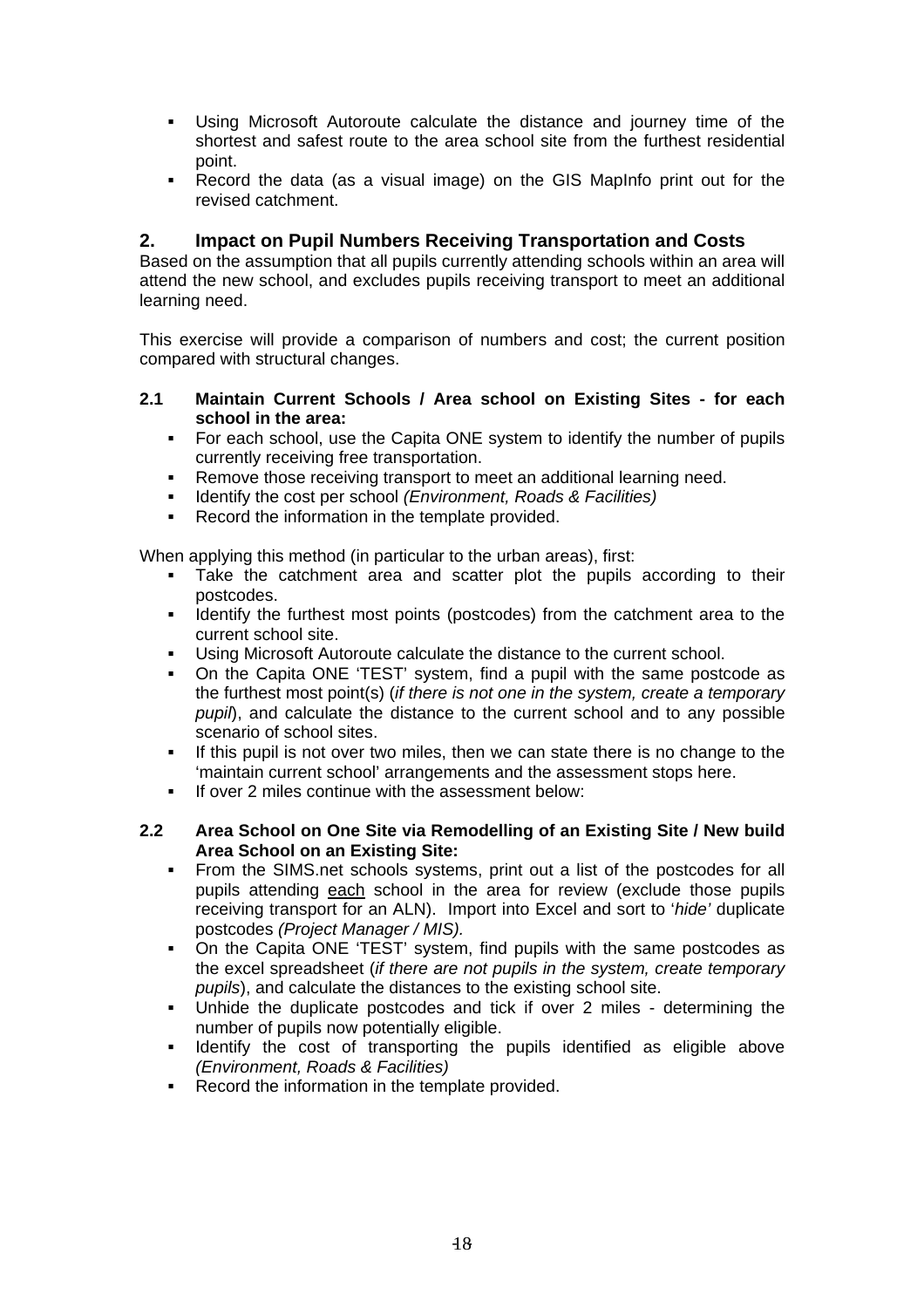- Using Microsoft Autoroute calculate the distance and journey time of the shortest and safest route to the area school site from the furthest residential point.
- Record the data (as a visual image) on the GIS MapInfo print out for the revised catchment.

## 2. Impact on Pupil Numbers Receiving Transportation and Costs

Based on the assumption that all pupils currently attending schools within an area will attend the new school, and excludes pupils receiving transport to meet an additional learning need.

This exercise will provide a comparison of numbers and cost; the current position compared with structural changes.

### 2.1 Maintain Current Schools / Area school on Existing Sites - for each school in the area:

- For each school, use the Capita ONE system to identify the number of pupils currently receiving free transportation.
- Remove those receiving transport to meet an additional learning need.
- Identify the cost per school *(Environment, Roads & Facilities)*
- Record the information in the template provided.

When applying this method (in particular to the urban areas), first:

- Take the catchment area and scatter plot the pupils according to their postcodes.
- Identify the furthest most points (postcodes) from the catchment area to the current school site.
- Using Microsoft Autoroute calculate the distance to the current school.
- On the Capita ONE 'TEST' system, find a pupil with the same postcode as the furthest most point(s) (*if there is not one in the system, create a temporary pupil*), and calculate the distance to the current school and to any possible scenario of school sites.
- If this pupil is not over two miles, then we can state there is no change to the 'maintain current school' arrangements and the assessment stops here.
- If over 2 miles continue with the assessment below:

### 2.2 Area School on One Site via Remodelling of an Existing Site / New build Area School on an Existing Site:

- From the SIMS.net schools systems, print out a list of the postcodes for all pupils attending each school in the area for review (exclude those pupils receiving transport for an ALN). Import into Excel and sort to '*hide'* duplicate postcodes *(Project Manager / MIS).*
- On the Capita ONE 'TEST' system, find pupils with the same postcodes as the excel spreadsheet (*if there are not pupils in the system, create temporary pupils*), and calculate the distances to the existing school site.
- Unhide the duplicate postcodes and tick if over 2 miles - determining the number of pupils now potentially eligible.
- Identify the cost of transporting the pupils identified as eligible above *(Environment, Roads & Facilities)*
- Record the information in the template provided.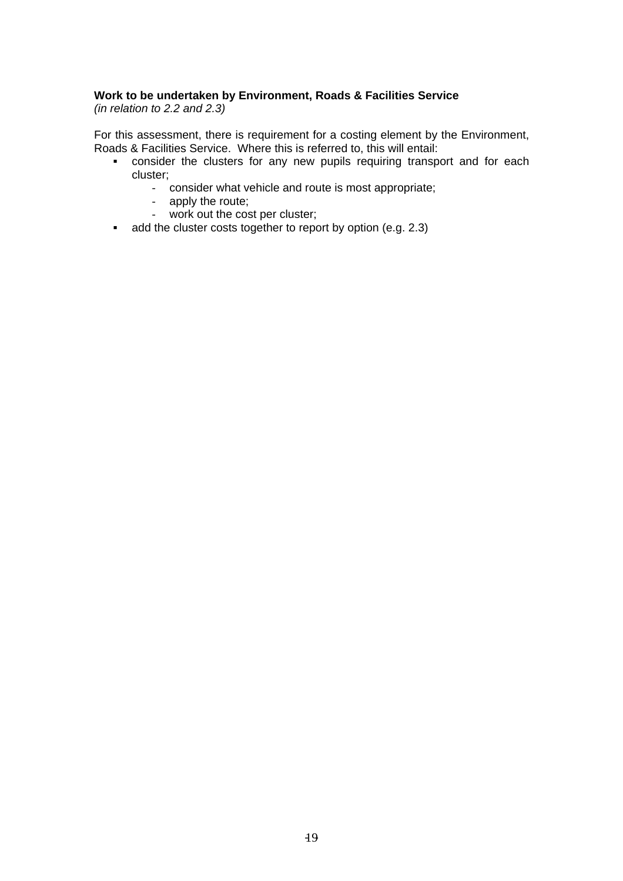**Work to be undertaken by Environment, Roads & Facilities Service**
*(in relation to 2.2 and 2.3)*

For this assessment, there is requirement for a costing element by the Environment, Roads & Facilities Service. Where this is referred to, this will entail:

- consider the clusters for any new pupils requiring transport and for each cluster;
    - consider what vehicle and route is most appropriate;
    - apply the route;
    - work out the cost per cluster;
- add the cluster costs together to report by option (e.g. 2.3)